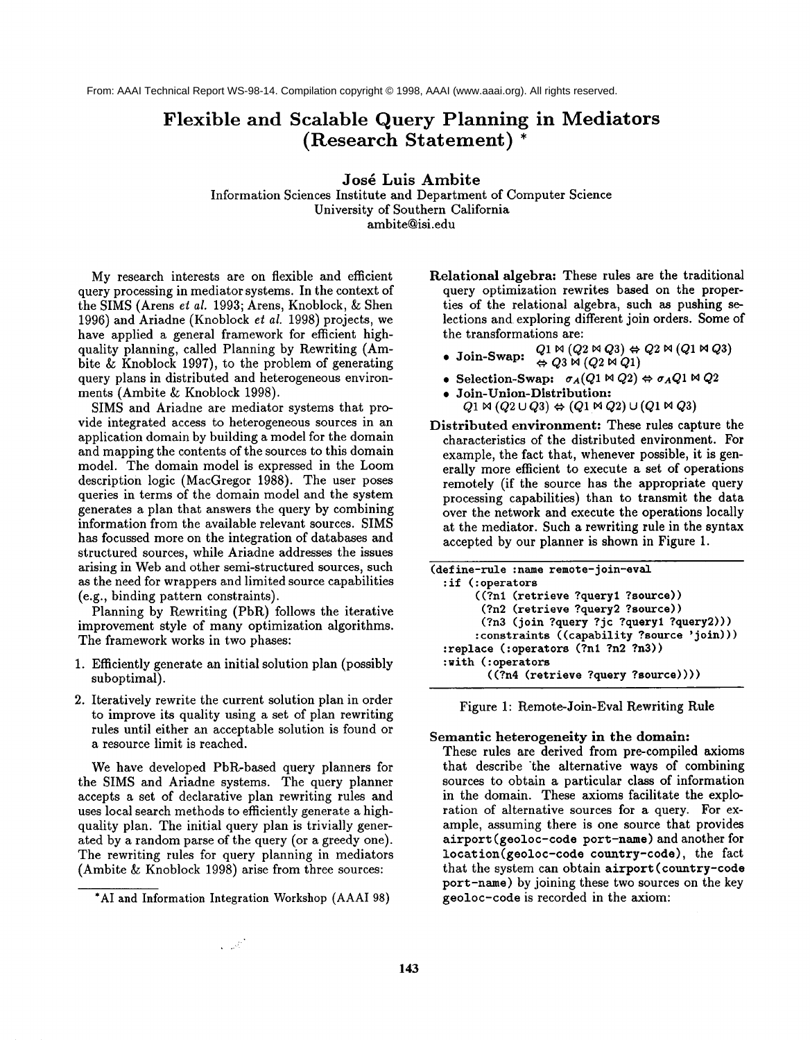From: AAAI Technical Report WS-98-14. Compilation copyright © 1998, AAAI (www.aaai.org). All rights reserved.

# Flexible and Scalable Query Planning in Mediators (Research Statement) *

**José Luis Ambite**
Information Sciences Institute and Department of Computer Science
University of Southern California
ambite@isi.edu

My research interests are on flexible and efficient query processing in mediator systems. In the context of the SIMS (Arens *et al.* 1993; Arens, Knoblock, & Shen 1996) and Ariadne (Knoblock *et al.* 1998) projects, we have applied a general framework for efficient high-quality planning, called Planning by Rewriting (Ambite & Knoblock 1997), to the problem of generating query plans in distributed and heterogeneous environments (Ambite & Knoblock 1998).

SIMS and Ariadne are mediator systems that provide integrated access to heterogeneous sources in an application domain by building a model for the domain and mapping the contents of the sources to this domain model. The domain model is expressed in the Loom description logic (MacGregor 1988). The user poses queries in terms of the domain model and the system generates a plan that answers the query by combining information from the available relevant sources. SIMS has focussed more on the integration of databases and structured sources, while Ariadne addresses the issues arising in Web and other semi-structured sources, such as the need for wrappers and limited source capabilities (e.g., binding pattern constraints).

Planning by Rewriting (PbR) follows the iterative improvement style of many optimization algorithms. The framework works in two phases:

1. Efficiently generate an initial solution plan (possibly suboptimal).
2. Iteratively rewrite the current solution plan in order to improve its quality using a set of plan rewriting rules until either an acceptable solution is found or a resource limit is reached.

We have developed PbR-based query planners for the SIMS and Ariadne systems. The query planner accepts a set of declarative plan rewriting rules and uses local search methods to efficiently generate a high-quality plan. The initial query plan is trivially generated by a random parse of the query (or a greedy one). The rewriting rules for query planning in mediators (Ambite & Knoblock 1998) arise from three sources:

**Relational algebra:** These rules are the traditional query optimization rewrites based on the properties of the relational algebra, such as pushing selections and exploring different join orders. Some of the transformations are:

- **Join-Swap:** $Q1 \bowtie (Q2 \bowtie Q3) \Leftrightarrow Q2 \bowtie (Q1 \bowtie Q3) \Leftrightarrow Q3 \bowtie (Q2 \bowtie Q1)$
- **Selection-Swap:** $\sigma_A(Q1 \bowtie Q2) \Leftrightarrow \sigma_A Q1 \bowtie Q2$
- **Join-Union-Distribution:** $Q1 \bowtie (Q2 \cup Q3) \Leftrightarrow (Q1 \bowtie Q2) \cup (Q1 \bowtie Q3)$

**Distributed environment:** These rules capture the characteristics of the distributed environment. For example, the fact that, whenever possible, it is generally more efficient to execute a set of operations remotely (if the source has the appropriate query processing capabilities) than to transmit the data over the network and execute the operations locally at the mediator. Such a rewriting rule in the syntax accepted by our planner is shown in Figure 1.

```
(define-rule :name remote-join-eval
  :if (:operators
       ((?n1 (retrieve ?query1 ?source))
        (?n2 (retrieve ?query2 ?source))
        (?n3 (join ?query ?jc ?query1 ?query2)))
       :constraints ((capability ?source 'join)))
  :replace (:operators (?n1 ?n2 ?n3))
  :with (:operators
         ((?n4 (retrieve ?query ?source))))
```

Figure 1: Remote-Join-Eval Rewriting Rule

**Semantic heterogeneity in the domain:**
These rules are derived from pre-compiled axioms that describe the alternative ways of combining sources to obtain a particular class of information in the domain. These axioms facilitate the exploration of alternative sources for a query. For example, assuming there is one source that provides `airport(geoloc-code port-name)` and another for `location(geoloc-code country-code)`, the fact that the system can obtain `airport(country-code port-name)` by joining these two sources on the key `geoloc-code` is recorded in the axiom:

*AI and Information Integration Workshop (AAAI 98)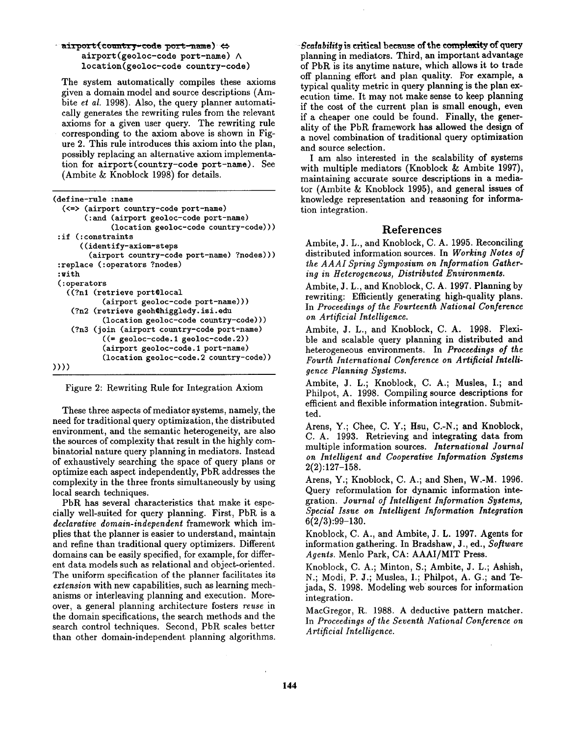```
airport(country-code port-name) ⇔
    airport(geoloc-code port-name) ∧
    location(geoloc-code country-code)
```

The system automatically compiles these axioms given a domain model and source descriptions (Ambite *et al.* 1998). Also, the query planner automatically generates the rewriting rules from the relevant axioms for a given user query. The rewriting rule corresponding to the axiom above is shown in Figure 2. This rule introduces this axiom into the plan, possibly replacing an alternative axiom implementation for airport(country-code port-name). See (Ambite & Knoblock 1998) for details.

```
(define-rule :name
  (<=> (airport country-code port-name)
       (:and (airport geoloc-code port-name)
             (location geoloc-code country-code)))
 :if (:constraints
      ((identify-axiom-steps
        (airport country-code port-name) ?nodes)))
 :replace (:operators ?nodes)
 :with
 (:operators
   ((?n1 (retrieve port@local
          (airport geoloc-code port-name)))
    (?n2 (retrieve geoh@higgledy.isi.edu
          (location geoloc-code country-code)))
    (?n3 (join (airport country-code port-name)
          ((= geoloc-code.1 geoloc-code.2))
          (airport geoloc-code.1 port-name)
          (location geoloc-code.2 country-code))
))))
```

Figure 2: Rewriting Rule for Integration Axiom

These three aspects of mediator systems, namely, the need for traditional query optimization, the distributed environment, and the semantic heterogeneity, are also the sources of complexity that result in the highly combinatorial nature query planning in mediators. Instead of exhaustively searching the space of query plans or optimize each aspect independently, PbR addresses the complexity in the three fronts simultaneously by using local search techniques.

PbR has several characteristics that make it especially well-suited for query planning. First, PbR is a *declarative domain-independent* framework which implies that the planner is easier to understand, maintain and refine than traditional query optimizers. Different domains can be easily specified, for example, for different data models such as relational and object-oriented. The uniform specification of the planner facilitates its *extension* with new capabilities, such as learning mechanisms or interleaving planning and execution. Moreover, a general planning architecture fosters *reuse* in the domain specifications, the search methods and the search control techniques. Second, PbR scales better than other domain-independent planning algorithms. *Scalability* is critical because of the complexity of query planning in mediators. Third, an important advantage of PbR is its anytime nature, which allows it to trade off planning effort and plan quality. For example, a typical quality metric in query planning is the plan execution time. It may not make sense to keep planning if the cost of the current plan is small enough, even if a cheaper one could be found. Finally, the generality of the PbR framework has allowed the design of a novel combination of traditional query optimization and source selection.

I am also interested in the scalability of systems with multiple mediators (Knoblock & Ambite 1997), maintaining accurate source descriptions in a mediator (Ambite & Knoblock 1995), and general issues of knowledge representation and reasoning for information integration.

## References

Ambite, J. L., and Knoblock, C. A. 1995. Reconciling distributed information sources. In *Working Notes of the AAAI Spring Symposium on Information Gathering in Heterogeneous, Distributed Environments.*

Ambite, J. L., and Knoblock, C. A. 1997. Planning by rewriting: Efficiently generating high-quality plans. In *Proceedings of the Fourteenth National Conference on Artificial Intelligence.*

Ambite, J. L., and Knoblock, C. A. 1998. Flexible and scalable query planning in distributed and heterogeneous environments. In *Proceedings of the Fourth International Conference on Artificial Intelligence Planning Systems.*

Ambite, J. L.; Knoblock, C. A.; Muslea, I.; and Philpot, A. 1998. Compiling source descriptions for efficient and flexible information integration. Submitted.

Arens, Y.; Chee, C. Y.; Hsu, C.-N.; and Knoblock, C. A. 1993. Retrieving and integrating data from multiple information sources. *International Journal on Intelligent and Cooperative Information Systems* 2(2):127–158.

Arens, Y.; Knoblock, C. A.; and Shen, W.-M. 1996. Query reformulation for dynamic information integration. *Journal of Intelligent Information Systems, Special Issue on Intelligent Information Integration* 6(2/3):99–130.

Knoblock, C. A., and Ambite, J. L. 1997. Agents for information gathering. In Bradshaw, J., ed., *Software Agents.* Menlo Park, CA: AAAI/MIT Press.

Knoblock, C. A.; Minton, S.; Ambite, J. L.; Ashish, N.; Modi, P. J.; Muslea, I.; Philpot, A. G.; and Tejada, S. 1998. Modeling web sources for information integration.

MacGregor, R. 1988. A deductive pattern matcher. In *Proceedings of the Seventh National Conference on Artificial Intelligence.*